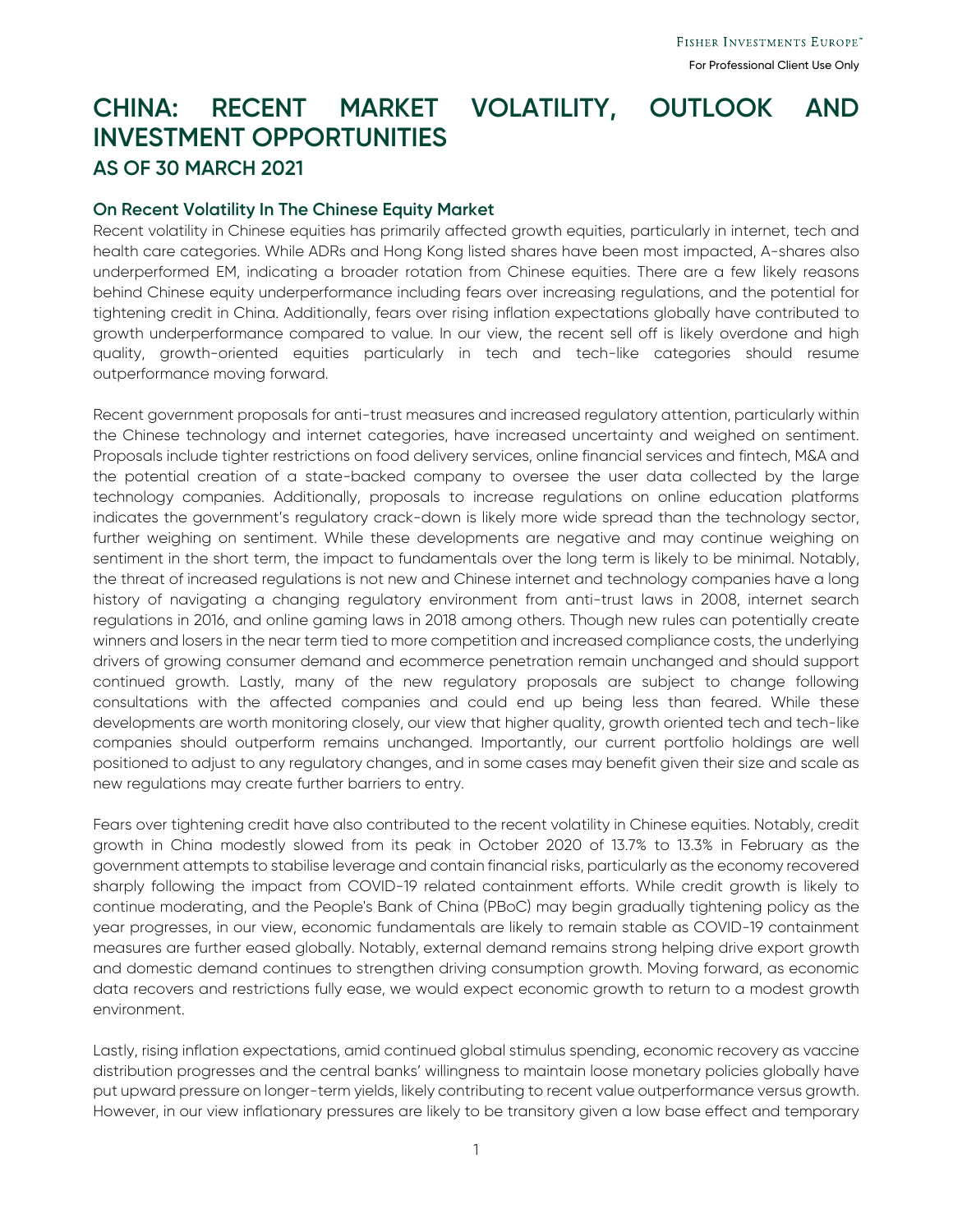# CHINA: RECENT MARKET VOLATILITY, OUTLOOK AND INVESTMENT OPPORTUNITIES

## AS OF 30 MARCH 2021

### On Recent Volatility In The Chinese Equity Market

Recent volatility in Chinese equities has primarily affected growth equities, particularly in internet, tech and health care categories. While ADRs and Hong Kong listed shares have been most impacted, A-shares also underperformed EM, indicating a broader rotation from Chinese equities. There are a few likely reasons behind Chinese equity underperformance including fears over increasing regulations, and the potential for tightening credit in China. Additionally, fears over rising inflation expectations globally have contributed to growth underperformance compared to value. In our view, the recent sell off is likely overdone and high quality, growth-oriented equities particularly in tech and tech-like categories should resume outperformance moving forward.

Recent government proposals for anti-trust measures and increased regulatory attention, particularly within the Chinese technology and internet categories, have increased uncertainty and weighed on sentiment. Proposals include tighter restrictions on food delivery services, online financial services and fintech, M&A and the potential creation of a state-backed company to oversee the user data collected by the large technology companies. Additionally, proposals to increase regulations on online education platforms indicates the government's regulatory crack-down is likely more wide spread than the technology sector, further weighing on sentiment. While these developments are negative and may continue weighing on sentiment in the short term, the impact to fundamentals over the long term is likely to be minimal. Notably, the threat of increased regulations is not new and Chinese internet and technology companies have a long history of navigating a changing regulatory environment from anti-trust laws in 2008, internet search regulations in 2016, and online gaming laws in 2018 among others. Though new rules can potentially create winners and losers in the near term tied to more competition and increased compliance costs, the underlying drivers of growing consumer demand and ecommerce penetration remain unchanged and should support continued growth. Lastly, many of the new regulatory proposals are subject to change following consultations with the affected companies and could end up being less than feared. While these developments are worth monitoring closely, our view that higher quality, growth oriented tech and tech-like companies should outperform remains unchanged. Importantly, our current portfolio holdings are well positioned to adjust to any regulatory changes, and in some cases may benefit given their size and scale as new regulations may create further barriers to entry.

Fears over tightening credit have also contributed to the recent volatility in Chinese equities. Notably, credit growth in China modestly slowed from its peak in October 2020 of 13.7% to 13.3% in February as the government attempts to stabilise leverage and contain financial risks, particularly as the economy recovered sharply following the impact from COVID-19 related containment efforts. While credit growth is likely to continue moderating, and the People's Bank of China (PBoC) may begin gradually tightening policy as the year progresses, in our view, economic fundamentals are likely to remain stable as COVID-19 containment measures are further eased globally. Notably, external demand remains strong helping drive export growth and domestic demand continues to strengthen driving consumption growth. Moving forward, as economic data recovers and restrictions fully ease, we would expect economic growth to return to a modest growth environment.

Lastly, rising inflation expectations, amid continued global stimulus spending, economic recovery as vaccine distribution progresses and the central banks' willingness to maintain loose monetary policies globally have put upward pressure on longer-term yields, likely contributing to recent value outperformance versus growth. However, in our view inflationary pressures are likely to be transitory given a low base effect and temporary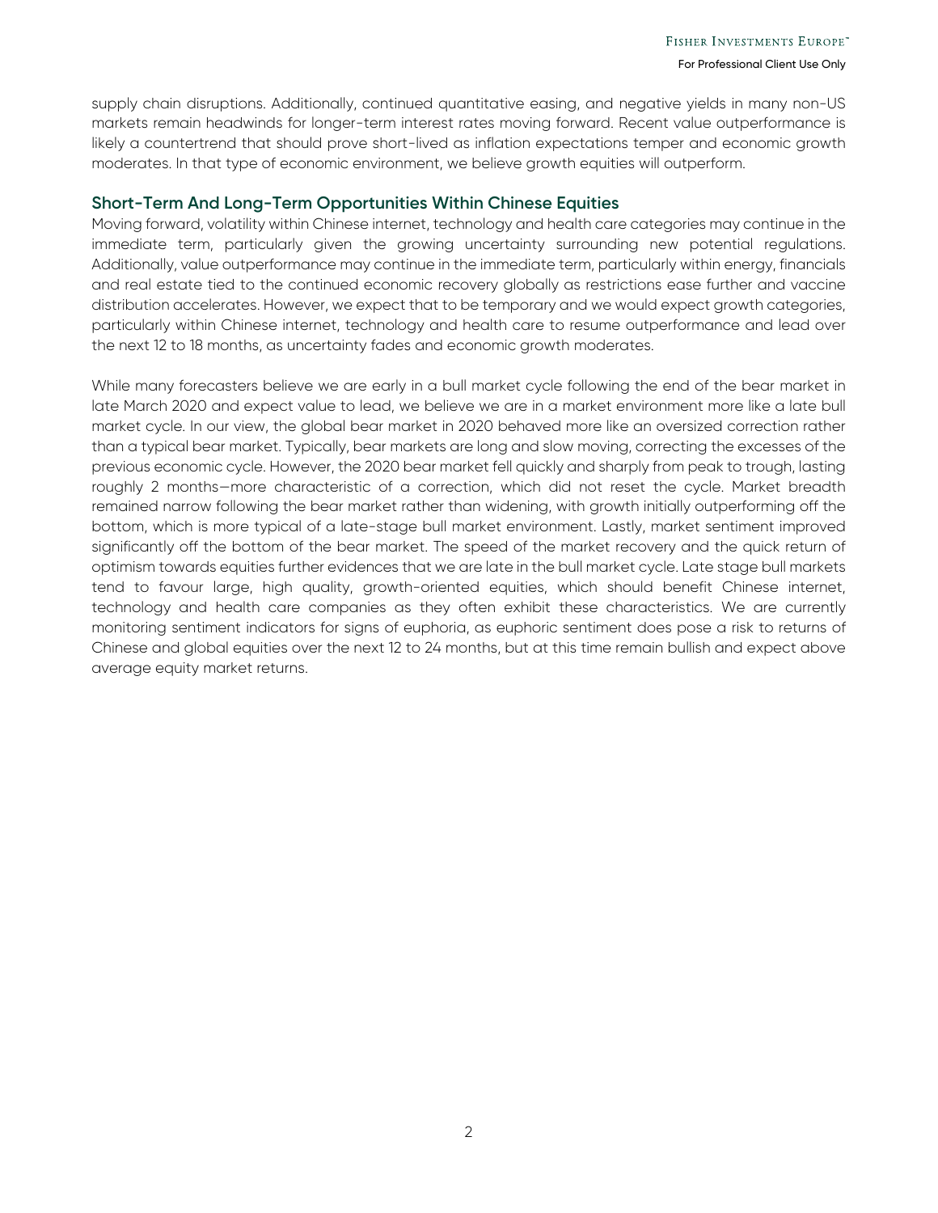supply chain disruptions. Additionally, continued quantitative easing, and negative yields in many non-US markets remain headwinds for longer-term interest rates moving forward. Recent value outperformance is likely a countertrend that should prove short-lived as inflation expectations temper and economic growth moderates. In that type of economic environment, we believe growth equities will outperform.

## Short-Term And Long-Term Opportunities Within Chinese Equities

Moving forward, volatility within Chinese internet, technology and health care categories may continue in the immediate term, particularly given the growing uncertainty surrounding new potential regulations. Additionally, value outperformance may continue in the immediate term, particularly within energy, financials and real estate tied to the continued economic recovery globally as restrictions ease further and vaccine distribution accelerates. However, we expect that to be temporary and we would expect growth categories, particularly within Chinese internet, technology and health care to resume outperformance and lead over the next 12 to 18 months, as uncertainty fades and economic growth moderates.

While many forecasters believe we are early in a bull market cycle following the end of the bear market in late March 2020 and expect value to lead, we believe we are in a market environment more like a late bull market cycle. In our view, the global bear market in 2020 behaved more like an oversized correction rather than a typical bear market. Typically, bear markets are long and slow moving, correcting the excesses of the previous economic cycle. However, the 2020 bear market fell quickly and sharply from peak to trough, lasting roughly 2 months—more characteristic of a correction, which did not reset the cycle. Market breadth remained narrow following the bear market rather than widening, with growth initially outperforming off the bottom, which is more typical of a late-stage bull market environment. Lastly, market sentiment improved significantly off the bottom of the bear market. The speed of the market recovery and the quick return of optimism towards equities further evidences that we are late in the bull market cycle. Late stage bull markets tend to favour large, high quality, growth-oriented equities, which should benefit Chinese internet, technology and health care companies as they often exhibit these characteristics. We are currently monitoring sentiment indicators for signs of euphoria, as euphoric sentiment does pose a risk to returns of Chinese and global equities over the next 12 to 24 months, but at this time remain bullish and expect above average equity market returns.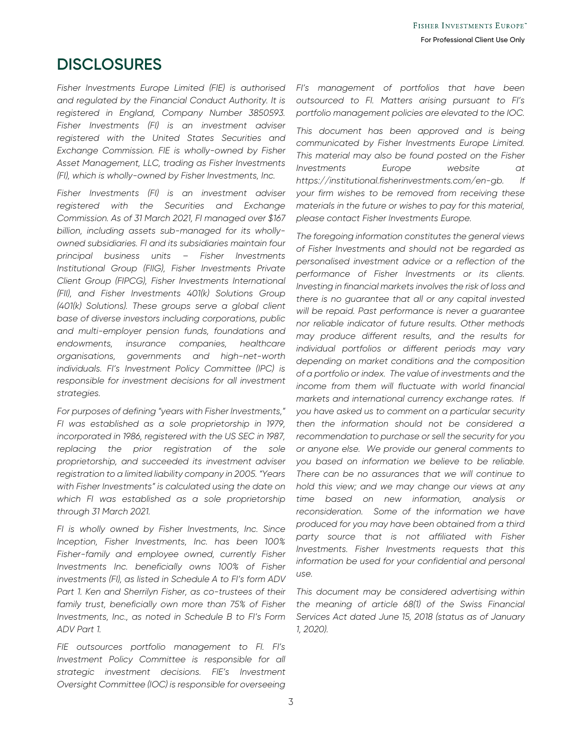# DISCLOSURES

*Fisher Investments Europe Limited (FIE) is authorised and regulated by the Financial Conduct Authority. It is registered in England, Company Number 3850593. Fisher Investments (FI) is an investment adviser registered with the United States Securities and Exchange Commission. FIE is wholly-owned by Fisher Asset Management, LLC, trading as Fisher Investments (FI), which is wholly-owned by Fisher Investments, Inc.*

*Fisher Investments (FI) is an investment adviser registered with the Securities and Exchange Commission. As of 31 March 2021, FI managed over $167 billion, including assets sub-managed for its wholly-owned subsidiaries. FI and its subsidiaries maintain four principal business units – Fisher Investments Institutional Group (FIIG), Fisher Investments Private Client Group (FIPCG), Fisher Investments International (FII), and Fisher Investments 401(k) Solutions Group (401(k) Solutions). These groups serve a global client base of diverse investors including corporations, public and multi-employer pension funds, foundations and endowments, insurance companies, healthcare organisations, governments and high-net-worth individuals. FI's Investment Policy Committee (IPC) is responsible for investment decisions for all investment strategies.*

*For purposes of defining "years with Fisher Investments," FI was established as a sole proprietorship in 1979, incorporated in 1986, registered with the US SEC in 1987, replacing the prior registration of the sole proprietorship, and succeeded its investment adviser registration to a limited liability company in 2005. "Years with Fisher Investments" is calculated using the date on which FI was established as a sole proprietorship through 31 March 2021.*

*FI is wholly owned by Fisher Investments, Inc. Since Inception, Fisher Investments, Inc. has been 100% Fisher-family and employee owned, currently Fisher Investments Inc. beneficially owns 100% of Fisher investments (FI), as listed in Schedule A to FI's form ADV Part 1. Ken and Sherrilyn Fisher, as co-trustees of their family trust, beneficially own more than 75% of Fisher Investments, Inc., as noted in Schedule B to FI's Form ADV Part 1.*

*FIE outsources portfolio management to FI. FI's Investment Policy Committee is responsible for all strategic investment decisions. FIE's Investment Oversight Committee (IOC) is responsible for overseeing FI's management of portfolios that have been outsourced to FI. Matters arising pursuant to FI's portfolio management policies are elevated to the IOC.*

*This document has been approved and is being communicated by Fisher Investments Europe Limited. This material may also be found posted on the Fisher Investments Europe website at https://institutional.fisherinvestments.com/en-gb. If your firm wishes to be removed from receiving these materials in the future or wishes to pay for this material, please contact Fisher Investments Europe.*

*The foregoing information constitutes the general views of Fisher Investments and should not be regarded as personalised investment advice or a reflection of the performance of Fisher Investments or its clients. Investing in financial markets involves the risk of loss and there is no guarantee that all or any capital invested will be repaid. Past performance is never a guarantee nor reliable indicator of future results. Other methods may produce different results, and the results for individual portfolios or different periods may vary depending on market conditions and the composition of a portfolio or index. The value of investments and the income from them will fluctuate with world financial markets and international currency exchange rates. If you have asked us to comment on a particular security then the information should not be considered a recommendation to purchase or sell the security for you or anyone else. We provide our general comments to you based on information we believe to be reliable. There can be no assurances that we will continue to hold this view; and we may change our views at any time based on new information, analysis or reconsideration. Some of the information we have produced for you may have been obtained from a third party source that is not affiliated with Fisher Investments. Fisher Investments requests that this information be used for your confidential and personal use.*

*This document may be considered advertising within the meaning of article 68(1) of the Swiss Financial Services Act dated June 15, 2018 (status as of January 1, 2020).*